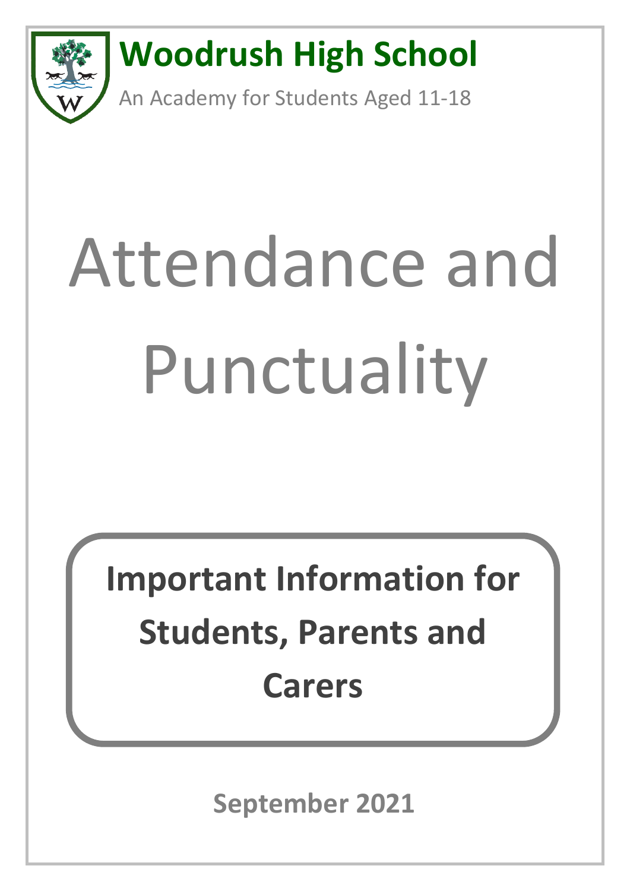# Woodrush High School

An Academy for Students Aged 11-18

# Attendance and Punctuality

**Important Information for Students, Parents and Carers**

**September 2021**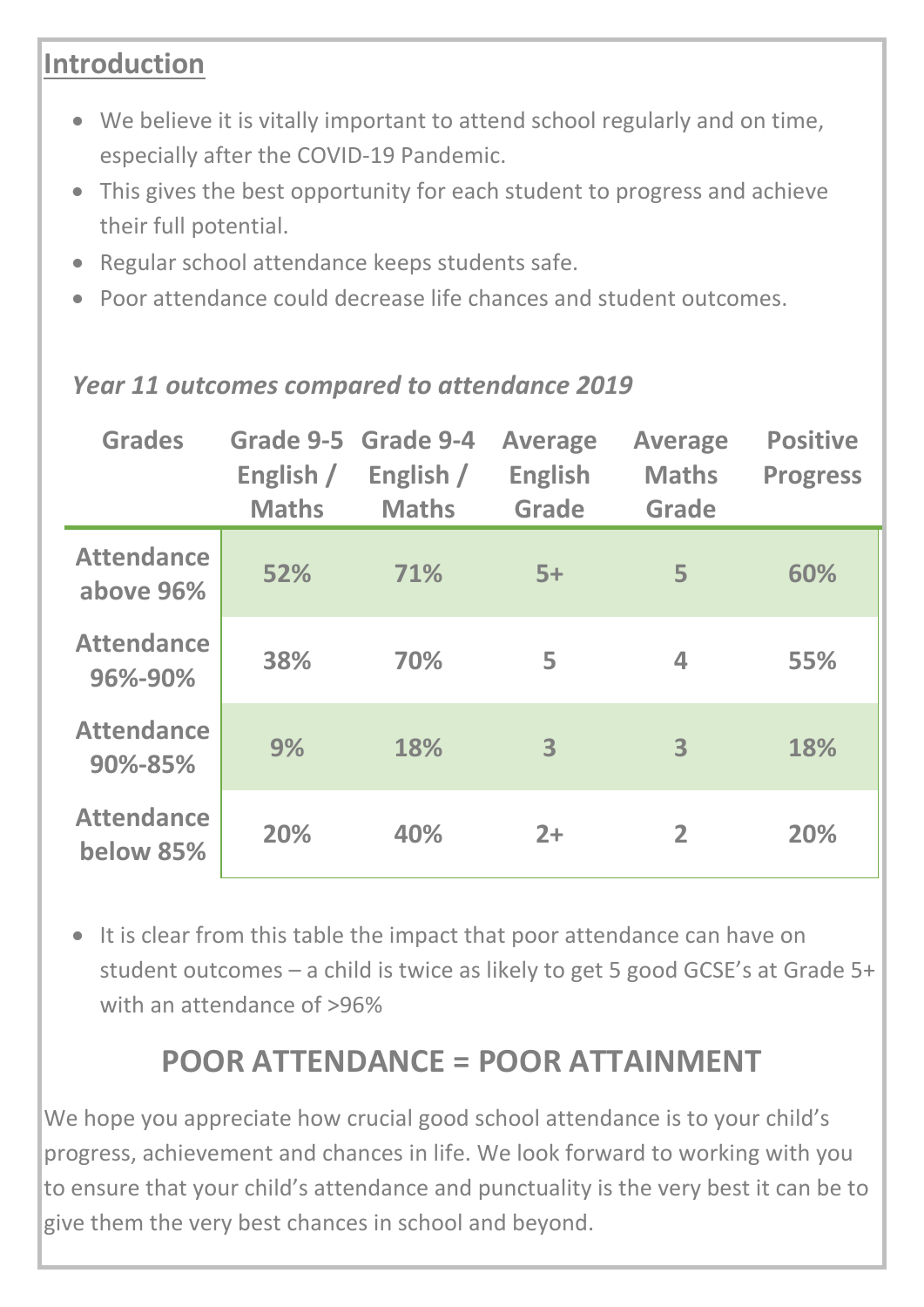## Introduction

- We believe it is vitally important to attend school regularly and on time, especially after the COVID-19 Pandemic.
- This gives the best opportunity for each student to progress and achieve their full potential.
- Regular school attendance keeps students safe.
- Poor attendance could decrease life chances and student outcomes.

*Year 11 outcomes compared to attendance 2019*

| Grades | Grade 9-5 English / Maths | Grade 9-4 English / Maths | Average English Grade | Average Maths Grade | Positive Progress |
|---|---|---|---|---|---|
| **Attendance above 96%** | 52% | 71% | 5+ | 5 | 60% |
| **Attendance 96%-90%** | 38% | 70% | 5 | 4 | 55% |
| **Attendance 90%-85%** | 9% | 18% | 3 | 3 | 18% |
| **Attendance below 85%** | 20% | 40% | 2+ | 2 | 20% |

- It is clear from this table the impact that poor attendance can have on student outcomes – a child is twice as likely to get 5 good GCSE's at Grade 5+ with an attendance of >96%

## POOR ATTENDANCE = POOR ATTAINMENT

We hope you appreciate how crucial good school attendance is to your child's progress, achievement and chances in life. We look forward to working with you to ensure that your child's attendance and punctuality is the very best it can be to give them the very best chances in school and beyond.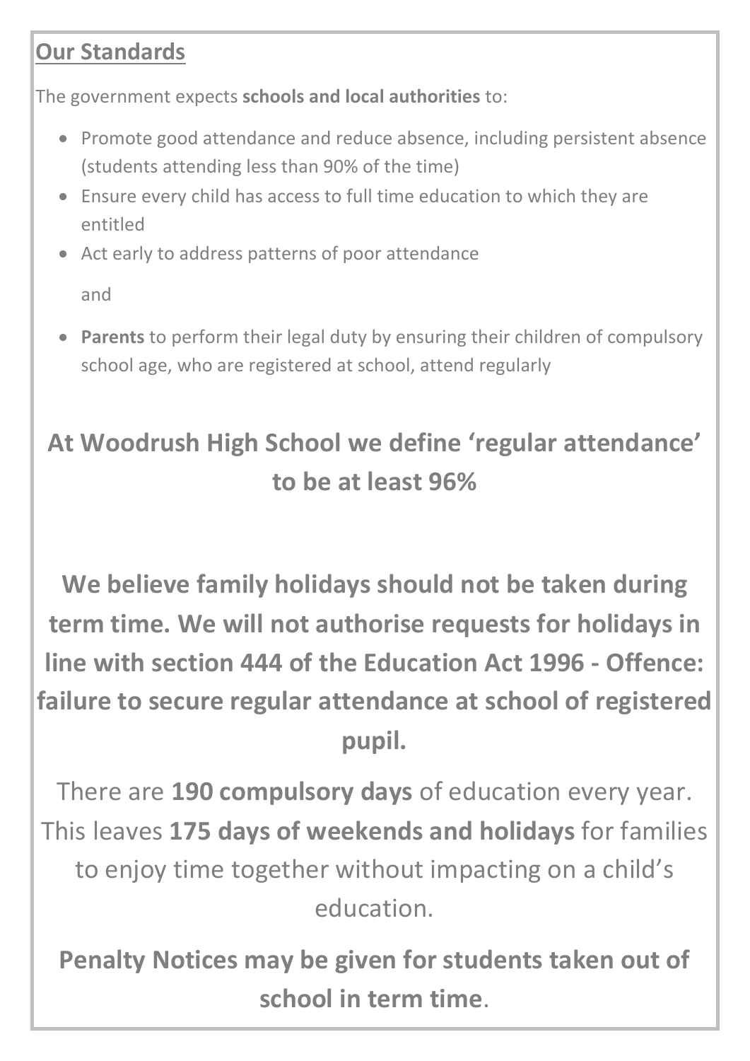## Our Standards

The government expects **schools and local authorities** to:

- Promote good attendance and reduce absence, including persistent absence (students attending less than 90% of the time)
- Ensure every child has access to full time education to which they are entitled
- Act early to address patterns of poor attendance

  and

- **Parents** to perform their legal duty by ensuring their children of compulsory school age, who are registered at school, attend regularly

**At Woodrush High School we define 'regular attendance' to be at least 96%**

**We believe family holidays should not be taken during term time. We will not authorise requests for holidays in line with section 444 of the Education Act 1996 - Offence: failure to secure regular attendance at school of registered pupil.**

There are **190 compulsory days** of education every year. This leaves **175 days of weekends and holidays** for families to enjoy time together without impacting on a child's education.

**Penalty Notices may be given for students taken out of school in term time**.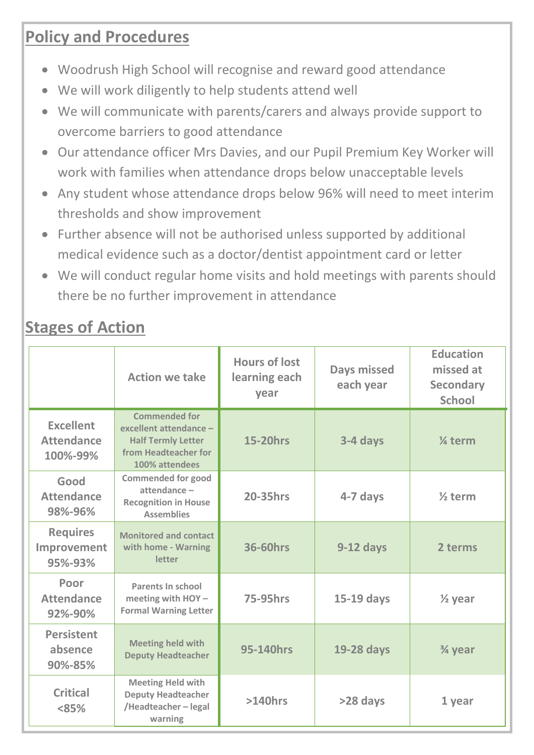## Policy and Procedures

- Woodrush High School will recognise and reward good attendance
- We will work diligently to help students attend well
- We will communicate with parents/carers and always provide support to overcome barriers to good attendance
- Our attendance officer Mrs Davies, and our Pupil Premium Key Worker will work with families when attendance drops below unacceptable levels
- Any student whose attendance drops below 96% will need to meet interim thresholds and show improvement
- Further absence will not be authorised unless supported by additional medical evidence such as a doctor/dentist appointment card or letter
- We will conduct regular home visits and hold meetings with parents should there be no further improvement in attendance

## Stages of Action

| | Action we take | Hours of lost learning each year | Days missed each year | Education missed at Secondary School |
|---|---|---|---|---|
| **Excellent Attendance 100%-99%** | Commended for excellent attendance – Half Termly Letter from Headteacher for 100% attendees | 15-20hrs | 3-4 days | ¼ term |
| **Good Attendance 98%-96%** | Commended for good attendance – Recognition in House Assemblies | 20-35hrs | 4-7 days | ½ term |
| **Requires Improvement 95%-93%** | Monitored and contact with home - Warning letter | 36-60hrs | 9-12 days | 2 terms |
| **Poor Attendance 92%-90%** | Parents In school meeting with HOY – Formal Warning Letter | 75-95hrs | 15-19 days | ½ year |
| **Persistent absence 90%-85%** | Meeting held with Deputy Headteacher | 95-140hrs | 19-28 days | ¾ year |
| **Critical <85%** | Meeting Held with Deputy Headteacher /Headteacher – legal warning | >140hrs | >28 days | 1 year |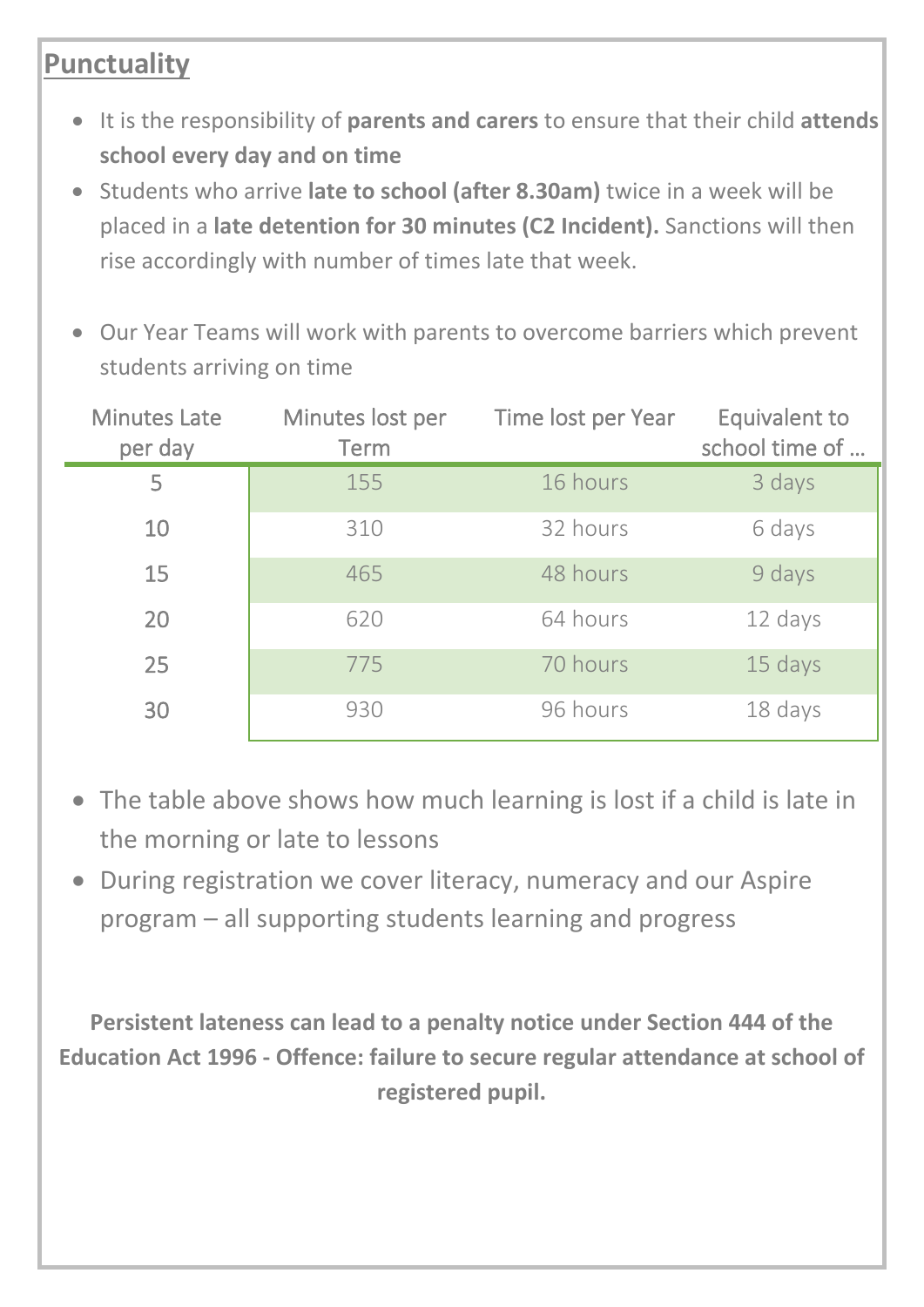## Punctuality

- It is the responsibility of **parents and carers** to ensure that their child **attends school every day and on time**
- Students who arrive **late to school (after 8.30am)** twice in a week will be placed in a **late detention for 30 minutes (C2 Incident).** Sanctions will then rise accordingly with number of times late that week.

- Our Year Teams will work with parents to overcome barriers which prevent students arriving on time

| Minutes Late per day | Minutes lost per Term | Time lost per Year | Equivalent to school time of … |
|---|---|---|---|
| 5 | 155 | 16 hours | 3 days |
| 10 | 310 | 32 hours | 6 days |
| 15 | 465 | 48 hours | 9 days |
| 20 | 620 | 64 hours | 12 days |
| 25 | 775 | 70 hours | 15 days |
| 30 | 930 | 96 hours | 18 days |

- The table above shows how much learning is lost if a child is late in the morning or late to lessons
- During registration we cover literacy, numeracy and our Aspire program – all supporting students learning and progress

**Persistent lateness can lead to a penalty notice under Section 444 of the Education Act 1996 - Offence: failure to secure regular attendance at school of registered pupil.**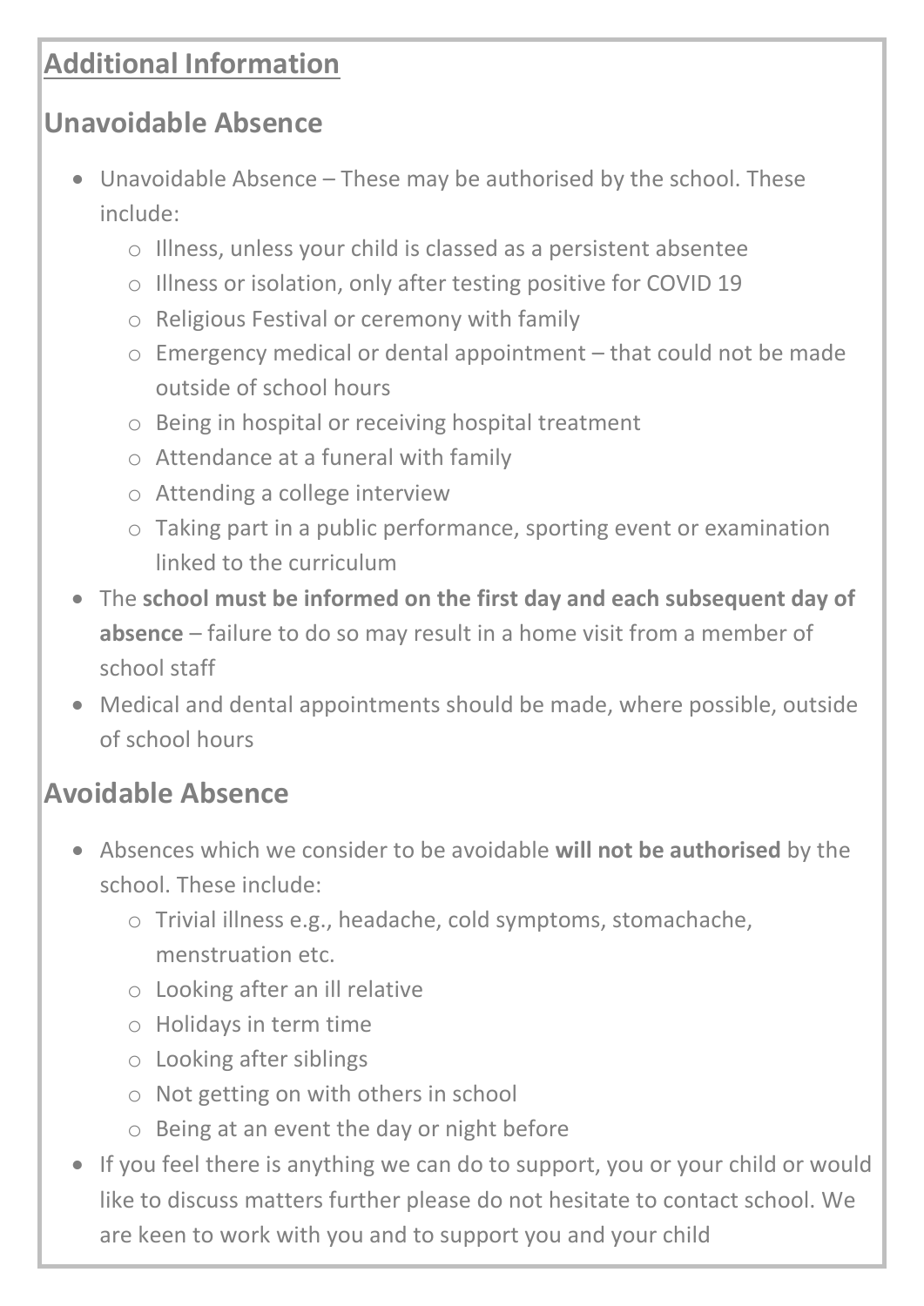## Additional Information

### Unavoidable Absence

- Unavoidable Absence – These may be authorised by the school. These include:
    - Illness, unless your child is classed as a persistent absentee
    - Illness or isolation, only after testing positive for COVID 19
    - Religious Festival or ceremony with family
    - Emergency medical or dental appointment – that could not be made outside of school hours
    - Being in hospital or receiving hospital treatment
    - Attendance at a funeral with family
    - Attending a college interview
    - Taking part in a public performance, sporting event or examination linked to the curriculum
- The **school must be informed on the first day and each subsequent day of absence** – failure to do so may result in a home visit from a member of school staff
- Medical and dental appointments should be made, where possible, outside of school hours

### Avoidable Absence

- Absences which we consider to be avoidable **will not be authorised** by the school. These include:
    - Trivial illness e.g., headache, cold symptoms, stomachache, menstruation etc.
    - Looking after an ill relative
    - Holidays in term time
    - Looking after siblings
    - Not getting on with others in school
    - Being at an event the day or night before
- If you feel there is anything we can do to support, you or your child or would like to discuss matters further please do not hesitate to contact school. We are keen to work with you and to support you and your child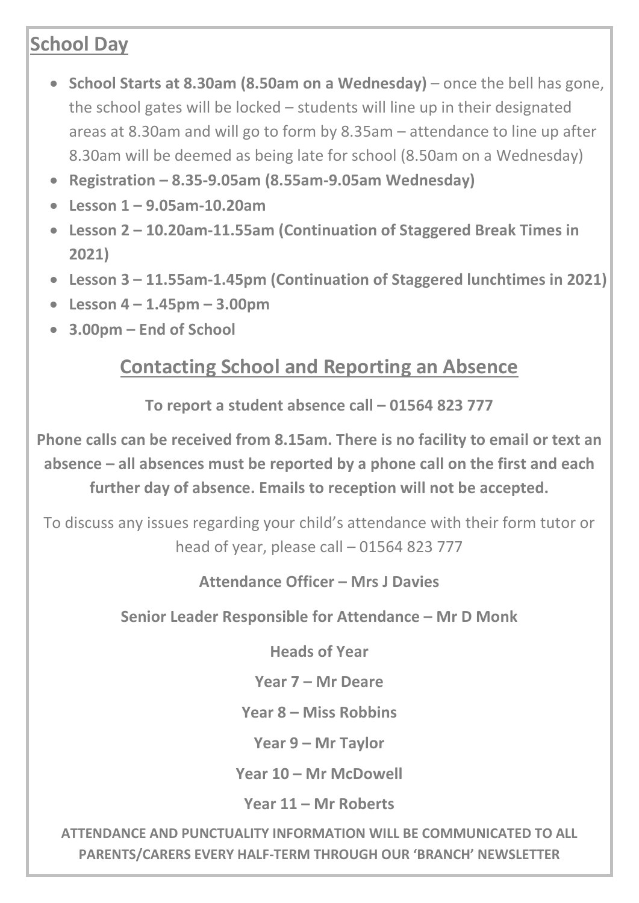## School Day

- **School Starts at 8.30am (8.50am on a Wednesday)** – once the bell has gone, the school gates will be locked – students will line up in their designated areas at 8.30am and will go to form by 8.35am – attendance to line up after 8.30am will be deemed as being late for school (8.50am on a Wednesday)
- **Registration – 8.35-9.05am (8.55am-9.05am Wednesday)**
- **Lesson 1 – 9.05am-10.20am**
- **Lesson 2 – 10.20am-11.55am (Continuation of Staggered Break Times in 2021)**
- **Lesson 3 – 11.55am-1.45pm (Continuation of Staggered lunchtimes in 2021)**
- **Lesson 4 – 1.45pm – 3.00pm**
- **3.00pm – End of School**

## Contacting School and Reporting an Absence

**To report a student absence call – 01564 823 777**

**Phone calls can be received from 8.15am. There is no facility to email or text an absence – all absences must be reported by a phone call on the first and each further day of absence. Emails to reception will not be accepted.**

To discuss any issues regarding your child's attendance with their form tutor or head of year, please call – 01564 823 777

**Attendance Officer – Mrs J Davies**

**Senior Leader Responsible for Attendance – Mr D Monk**

**Heads of Year**

**Year 7 – Mr Deare**

**Year 8 – Miss Robbins**

**Year 9 – Mr Taylor**

**Year 10 – Mr McDowell**

**Year 11 – Mr Roberts**

**ATTENDANCE AND PUNCTUALITY INFORMATION WILL BE COMMUNICATED TO ALL PARENTS/CARERS EVERY HALF-TERM THROUGH OUR 'BRANCH' NEWSLETTER**